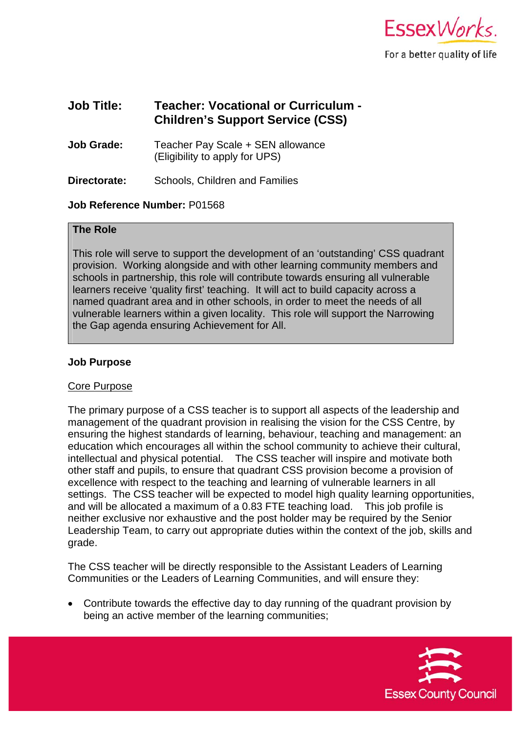**Job Title:** **Teacher: Vocational or Curriculum - Children's Support Service (CSS)**

**Job Grade:** Teacher Pay Scale + SEN allowance (Eligibility to apply for UPS)

**Directorate:** Schools, Children and Families

**Job Reference Number:** P01568

**The Role**

This role will serve to support the development of an 'outstanding' CSS quadrant provision. Working alongside and with other learning community members and schools in partnership, this role will contribute towards ensuring all vulnerable learners receive 'quality first' teaching. It will act to build capacity across a named quadrant area and in other schools, in order to meet the needs of all vulnerable learners within a given locality. This role will support the Narrowing the Gap agenda ensuring Achievement for All.

**Job Purpose**

Core Purpose

The primary purpose of a CSS teacher is to support all aspects of the leadership and management of the quadrant provision in realising the vision for the CSS Centre, by ensuring the highest standards of learning, behaviour, teaching and management: an education which encourages all within the school community to achieve their cultural, intellectual and physical potential. The CSS teacher will inspire and motivate both other staff and pupils, to ensure that quadrant CSS provision become a provision of excellence with respect to the teaching and learning of vulnerable learners in all settings. The CSS teacher will be expected to model high quality learning opportunities, and will be allocated a maximum of a 0.83 FTE teaching load. This job profile is neither exclusive nor exhaustive and the post holder may be required by the Senior Leadership Team, to carry out appropriate duties within the context of the job, skills and grade.

The CSS teacher will be directly responsible to the Assistant Leaders of Learning Communities or the Leaders of Learning Communities, and will ensure they:

- Contribute towards the effective day to day running of the quadrant provision by being an active member of the learning communities;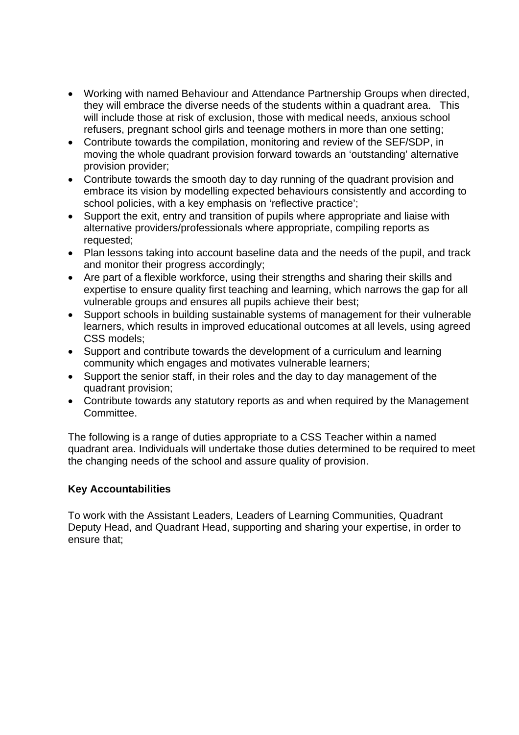- Working with named Behaviour and Attendance Partnership Groups when directed, they will embrace the diverse needs of the students within a quadrant area. This will include those at risk of exclusion, those with medical needs, anxious school refusers, pregnant school girls and teenage mothers in more than one setting;
- Contribute towards the compilation, monitoring and review of the SEF/SDP, in moving the whole quadrant provision forward towards an 'outstanding' alternative provision provider;
- Contribute towards the smooth day to day running of the quadrant provision and embrace its vision by modelling expected behaviours consistently and according to school policies, with a key emphasis on 'reflective practice';
- Support the exit, entry and transition of pupils where appropriate and liaise with alternative providers/professionals where appropriate, compiling reports as requested;
- Plan lessons taking into account baseline data and the needs of the pupil, and track and monitor their progress accordingly;
- Are part of a flexible workforce, using their strengths and sharing their skills and expertise to ensure quality first teaching and learning, which narrows the gap for all vulnerable groups and ensures all pupils achieve their best;
- Support schools in building sustainable systems of management for their vulnerable learners, which results in improved educational outcomes at all levels, using agreed CSS models;
- Support and contribute towards the development of a curriculum and learning community which engages and motivates vulnerable learners;
- Support the senior staff, in their roles and the day to day management of the quadrant provision;
- Contribute towards any statutory reports as and when required by the Management Committee.

The following is a range of duties appropriate to a CSS Teacher within a named quadrant area. Individuals will undertake those duties determined to be required to meet the changing needs of the school and assure quality of provision.

**Key Accountabilities**

To work with the Assistant Leaders, Leaders of Learning Communities, Quadrant Deputy Head, and Quadrant Head, supporting and sharing your expertise, in order to ensure that;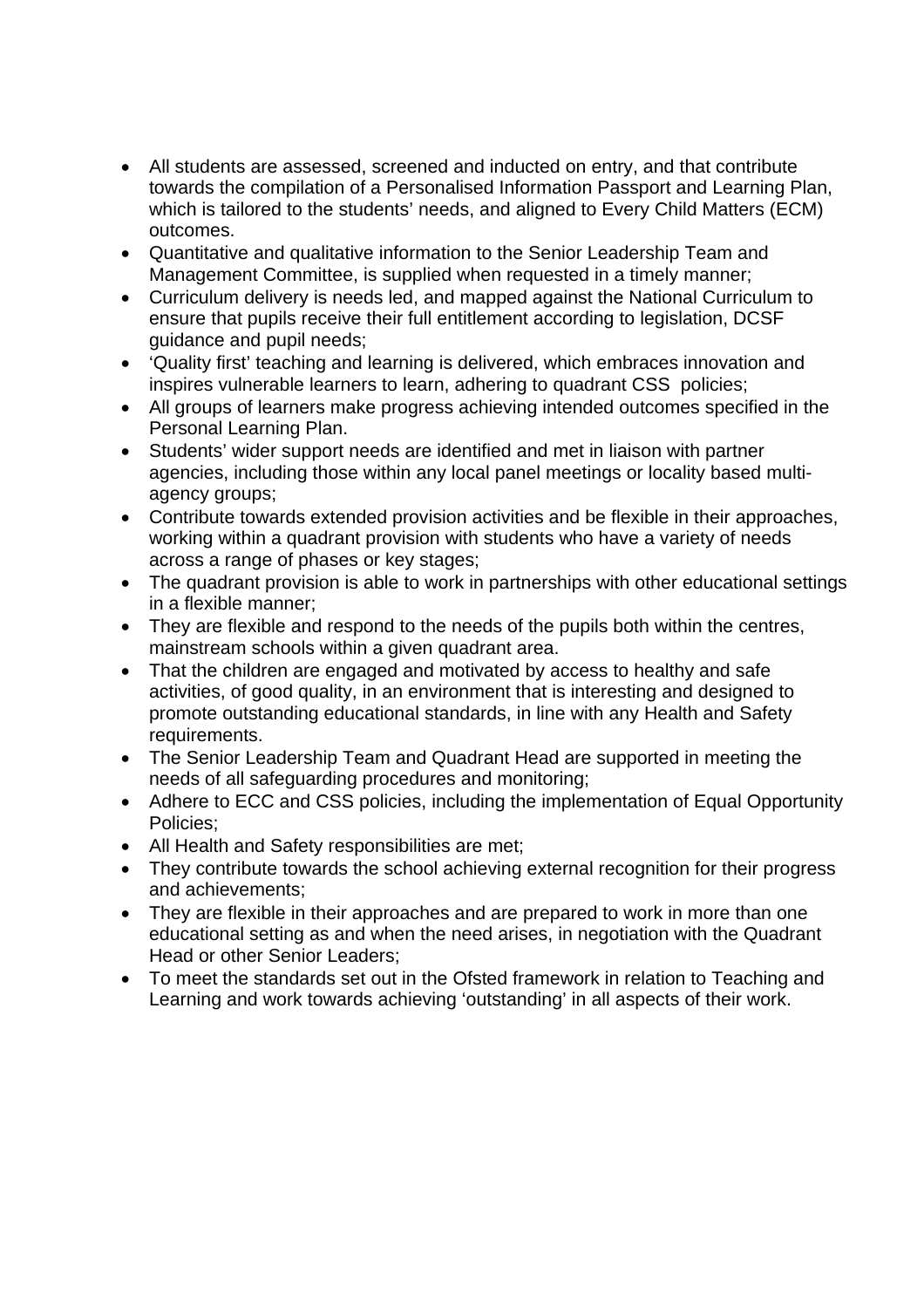- All students are assessed, screened and inducted on entry, and that contribute towards the compilation of a Personalised Information Passport and Learning Plan, which is tailored to the students' needs, and aligned to Every Child Matters (ECM) outcomes.
- Quantitative and qualitative information to the Senior Leadership Team and Management Committee, is supplied when requested in a timely manner;
- Curriculum delivery is needs led, and mapped against the National Curriculum to ensure that pupils receive their full entitlement according to legislation, DCSF guidance and pupil needs;
- 'Quality first' teaching and learning is delivered, which embraces innovation and inspires vulnerable learners to learn, adhering to quadrant CSS policies;
- All groups of learners make progress achieving intended outcomes specified in the Personal Learning Plan.
- Students' wider support needs are identified and met in liaison with partner agencies, including those within any local panel meetings or locality based multi-agency groups;
- Contribute towards extended provision activities and be flexible in their approaches, working within a quadrant provision with students who have a variety of needs across a range of phases or key stages;
- The quadrant provision is able to work in partnerships with other educational settings in a flexible manner;
- They are flexible and respond to the needs of the pupils both within the centres, mainstream schools within a given quadrant area.
- That the children are engaged and motivated by access to healthy and safe activities, of good quality, in an environment that is interesting and designed to promote outstanding educational standards, in line with any Health and Safety requirements.
- The Senior Leadership Team and Quadrant Head are supported in meeting the needs of all safeguarding procedures and monitoring;
- Adhere to ECC and CSS policies, including the implementation of Equal Opportunity Policies;
- All Health and Safety responsibilities are met;
- They contribute towards the school achieving external recognition for their progress and achievements;
- They are flexible in their approaches and are prepared to work in more than one educational setting as and when the need arises, in negotiation with the Quadrant Head or other Senior Leaders;
- To meet the standards set out in the Ofsted framework in relation to Teaching and Learning and work towards achieving 'outstanding' in all aspects of their work.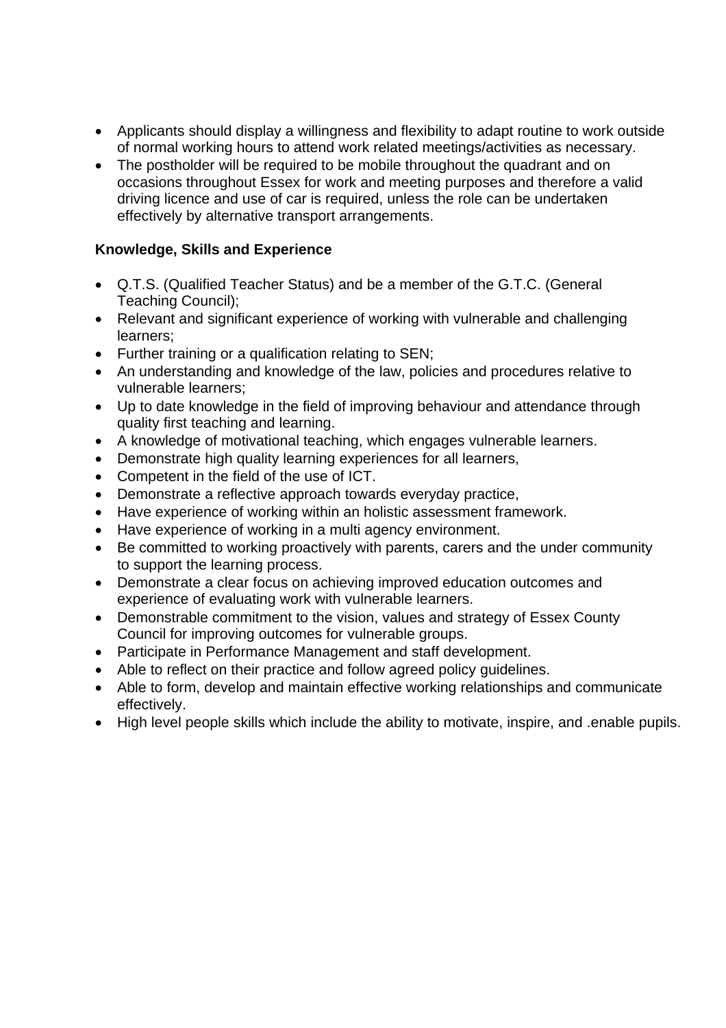- Applicants should display a willingness and flexibility to adapt routine to work outside of normal working hours to attend work related meetings/activities as necessary.
- The postholder will be required to be mobile throughout the quadrant and on occasions throughout Essex for work and meeting purposes and therefore a valid driving licence and use of car is required, unless the role can be undertaken effectively by alternative transport arrangements.

**Knowledge, Skills and Experience**

- Q.T.S. (Qualified Teacher Status) and be a member of the G.T.C. (General Teaching Council);
- Relevant and significant experience of working with vulnerable and challenging learners;
- Further training or a qualification relating to SEN;
- An understanding and knowledge of the law, policies and procedures relative to vulnerable learners;
- Up to date knowledge in the field of improving behaviour and attendance through quality first teaching and learning.
- A knowledge of motivational teaching, which engages vulnerable learners.
- Demonstrate high quality learning experiences for all learners,
- Competent in the field of the use of ICT.
- Demonstrate a reflective approach towards everyday practice,
- Have experience of working within an holistic assessment framework.
- Have experience of working in a multi agency environment.
- Be committed to working proactively with parents, carers and the under community to support the learning process.
- Demonstrate a clear focus on achieving improved education outcomes and experience of evaluating work with vulnerable learners.
- Demonstrable commitment to the vision, values and strategy of Essex County Council for improving outcomes for vulnerable groups.
- Participate in Performance Management and staff development.
- Able to reflect on their practice and follow agreed policy guidelines.
- Able to form, develop and maintain effective working relationships and communicate effectively.
- High level people skills which include the ability to motivate, inspire, and .enable pupils.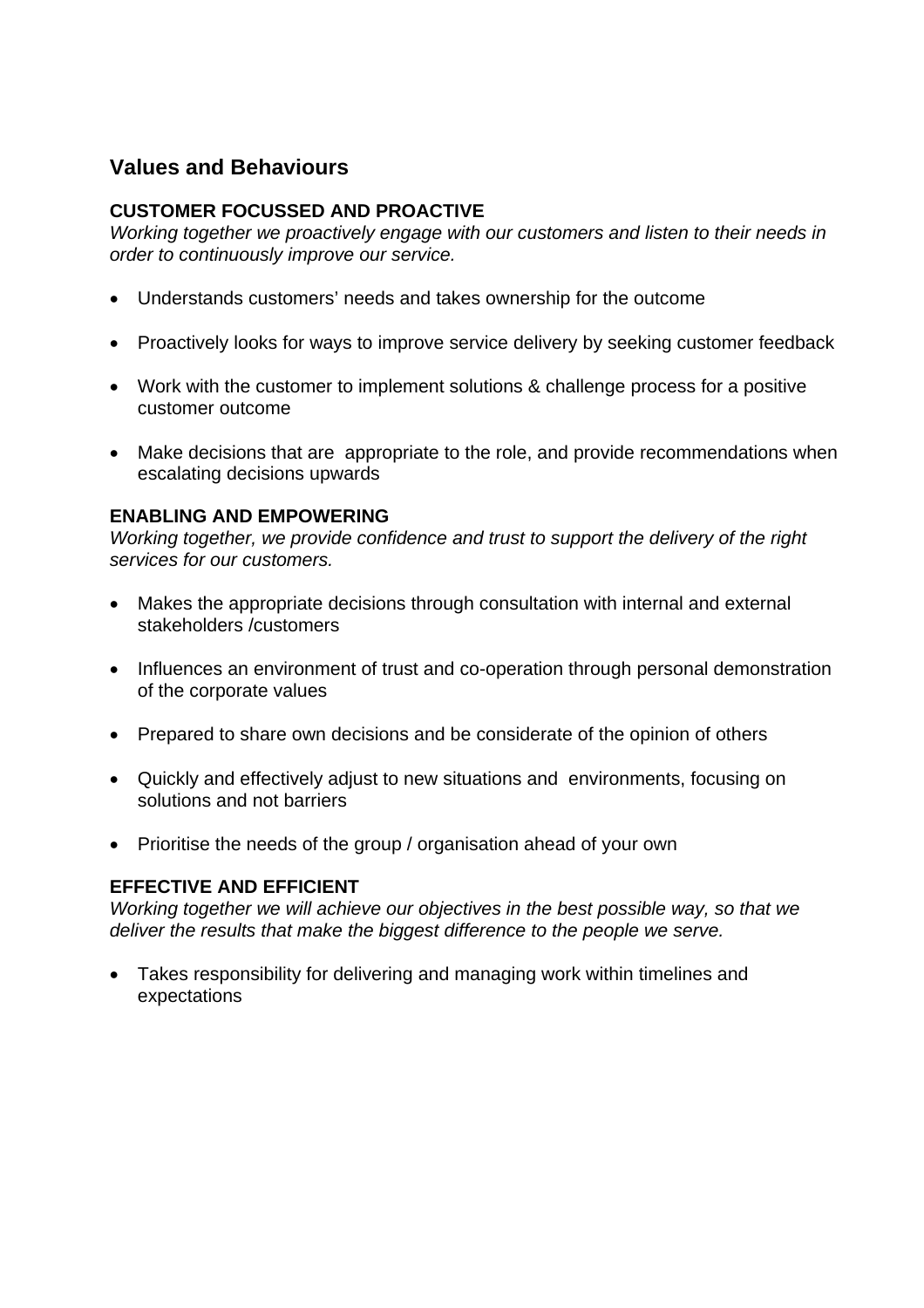## Values and Behaviours

**CUSTOMER FOCUSSED AND PROACTIVE**
*Working together we proactively engage with our customers and listen to their needs in order to continuously improve our service.*

- Understands customers' needs and takes ownership for the outcome
- Proactively looks for ways to improve service delivery by seeking customer feedback
- Work with the customer to implement solutions & challenge process for a positive customer outcome
- Make decisions that are appropriate to the role, and provide recommendations when escalating decisions upwards

**ENABLING AND EMPOWERING**
*Working together, we provide confidence and trust to support the delivery of the right services for our customers.*

- Makes the appropriate decisions through consultation with internal and external stakeholders /customers
- Influences an environment of trust and co-operation through personal demonstration of the corporate values
- Prepared to share own decisions and be considerate of the opinion of others
- Quickly and effectively adjust to new situations and environments, focusing on solutions and not barriers
- Prioritise the needs of the group / organisation ahead of your own

**EFFECTIVE AND EFFICIENT**
*Working together we will achieve our objectives in the best possible way, so that we deliver the results that make the biggest difference to the people we serve.*

- Takes responsibility for delivering and managing work within timelines and expectations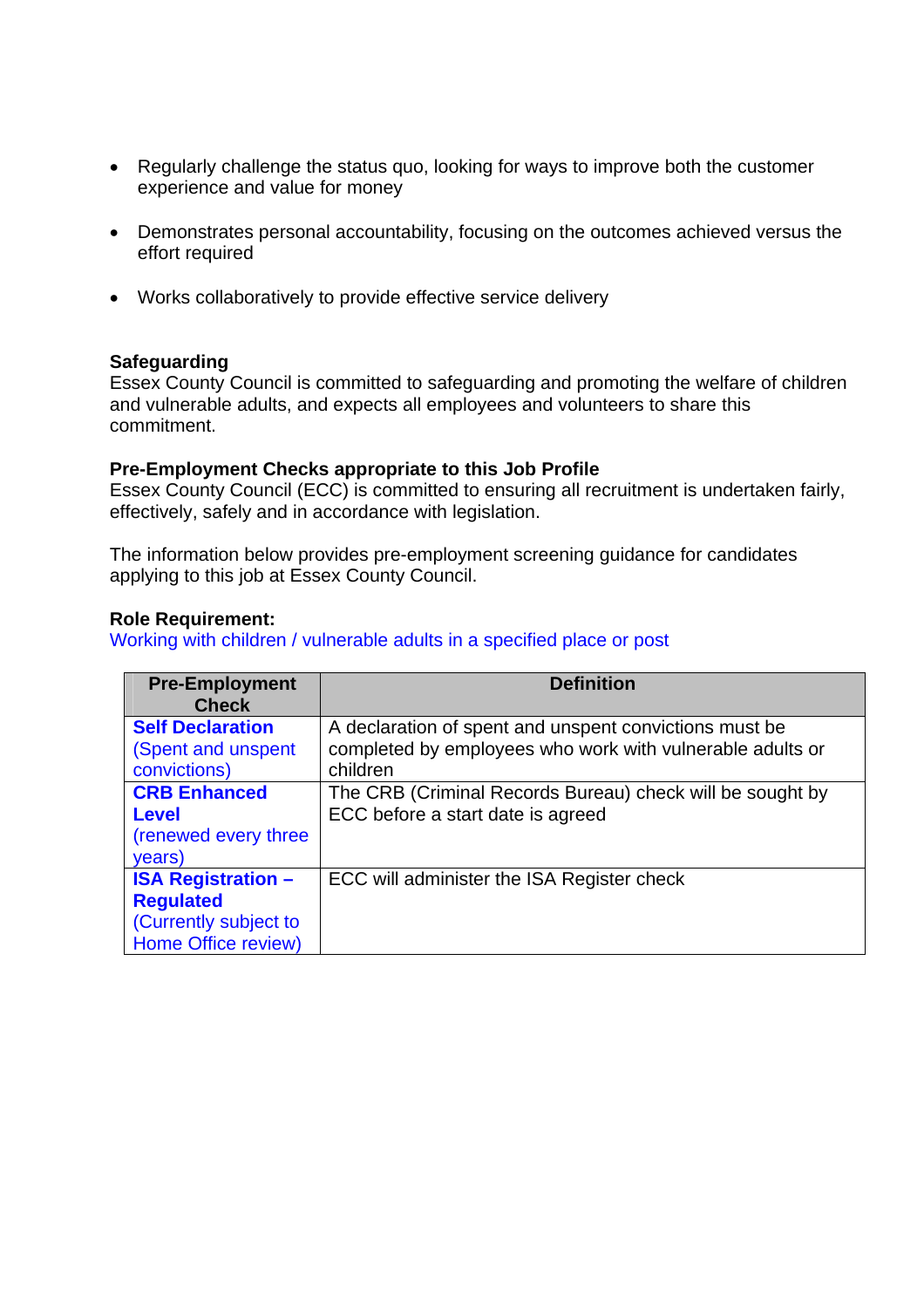- Regularly challenge the status quo, looking for ways to improve both the customer experience and value for money

- Demonstrates personal accountability, focusing on the outcomes achieved versus the effort required

- Works collaboratively to provide effective service delivery

**Safeguarding**
Essex County Council is committed to safeguarding and promoting the welfare of children and vulnerable adults, and expects all employees and volunteers to share this commitment.

**Pre-Employment Checks appropriate to this Job Profile**
Essex County Council (ECC) is committed to ensuring all recruitment is undertaken fairly, effectively, safely and in accordance with legislation.

The information below provides pre-employment screening guidance for candidates applying to this job at Essex County Council.

**Role Requirement:**
Working with children / vulnerable adults in a specified place or post

| Pre-Employment Check | Definition |
|---|---|
| **Self Declaration** (Spent and unspent convictions) | A declaration of spent and unspent convictions must be completed by employees who work with vulnerable adults or children |
| **CRB Enhanced Level** (renewed every three years) | The CRB (Criminal Records Bureau) check will be sought by ECC before a start date is agreed |
| **ISA Registration – Regulated** (Currently subject to Home Office review) | ECC will administer the ISA Register check |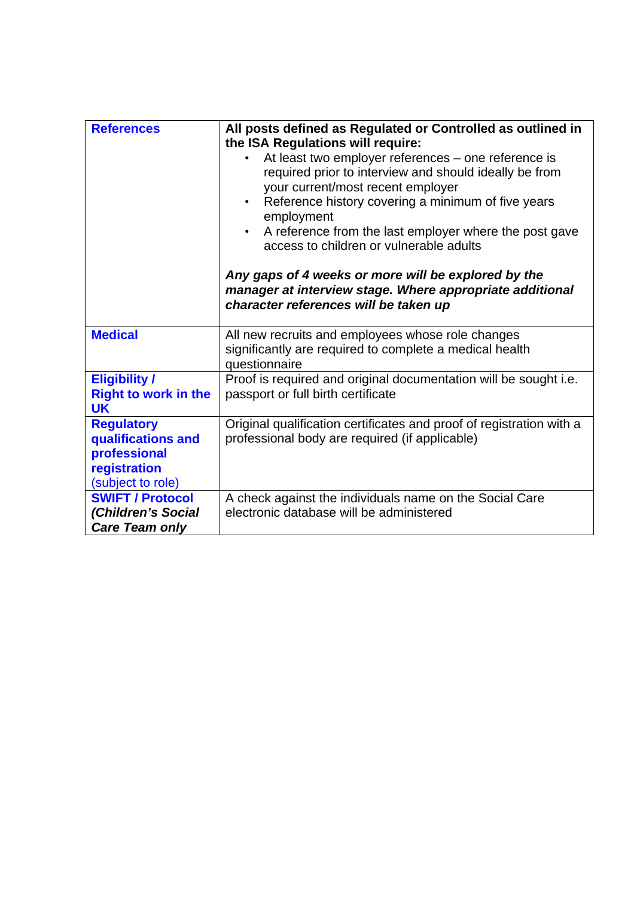| | |
|---|---|
| **References** | **All posts defined as Regulated or Controlled as outlined in the ISA Regulations will require:**<br>• At least two employer references – one reference is required prior to interview and should ideally be from your current/most recent employer<br>• Reference history covering a minimum of five years employment<br>• A reference from the last employer where the post gave access to children or vulnerable adults<br><br>***Any gaps of 4 weeks or more will be explored by the manager at interview stage. Where appropriate additional character references will be taken up*** |
| **Medical** | All new recruits and employees whose role changes significantly are required to complete a medical health questionnaire |
| **Eligibility / Right to work in the UK** | Proof is required and original documentation will be sought i.e. passport or full birth certificate |
| **Regulatory qualifications and professional registration** (subject to role) | Original qualification certificates and proof of registration with a professional body are required (if applicable) |
| **SWIFT / Protocol *(Children's Social Care Team only*** | A check against the individuals name on the Social Care electronic database will be administered |